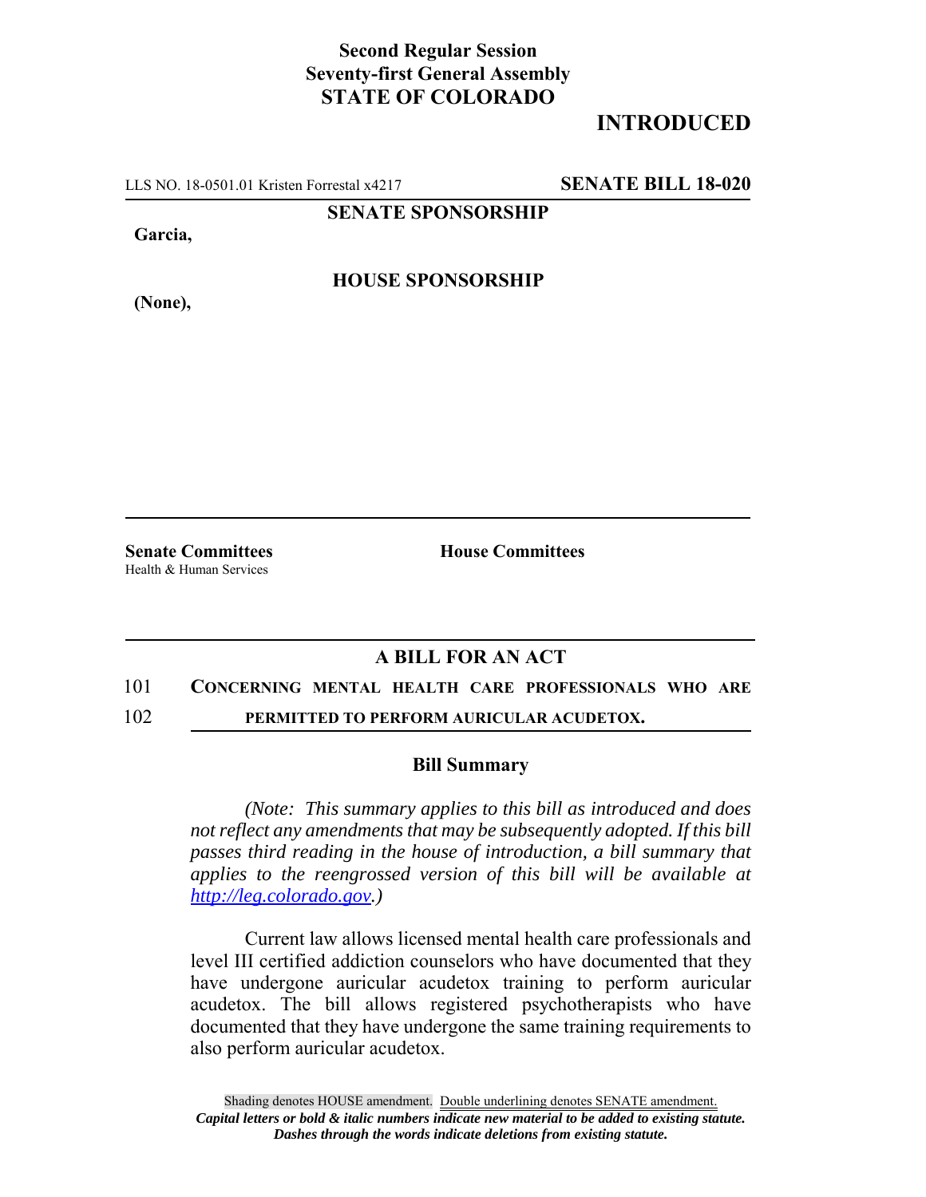**Second Regular Session**
**Seventy-first General Assembly**
**STATE OF COLORADO**

## INTRODUCED

LLS NO. 18-0501.01 Kristen Forrestal x4217 **SENATE BILL 18-020**

**SENATE SPONSORSHIP**

**Garcia,**

**HOUSE SPONSORSHIP**

**(None),**

**Senate Committees**
Health & Human Services

**House Committees**

## A BILL FOR AN ACT

101 **CONCERNING MENTAL HEALTH CARE PROFESSIONALS WHO ARE**
102 **PERMITTED TO PERFORM AURICULAR ACUDETOX.**

### Bill Summary

*(Note: This summary applies to this bill as introduced and does not reflect any amendments that may be subsequently adopted. If this bill passes third reading in the house of introduction, a bill summary that applies to the reengrossed version of this bill will be available at http://leg.colorado.gov.)*

Current law allows licensed mental health care professionals and level III certified addiction counselors who have documented that they have undergone auricular acudetox training to perform auricular acudetox. The bill allows registered psychotherapists who have documented that they have undergone the same training requirements to also perform auricular acudetox.

Shading denotes HOUSE amendment. Double underlining denotes SENATE amendment.
***Capital letters or bold & italic numbers indicate new material to be added to existing statute.***
***Dashes through the words indicate deletions from existing statute.***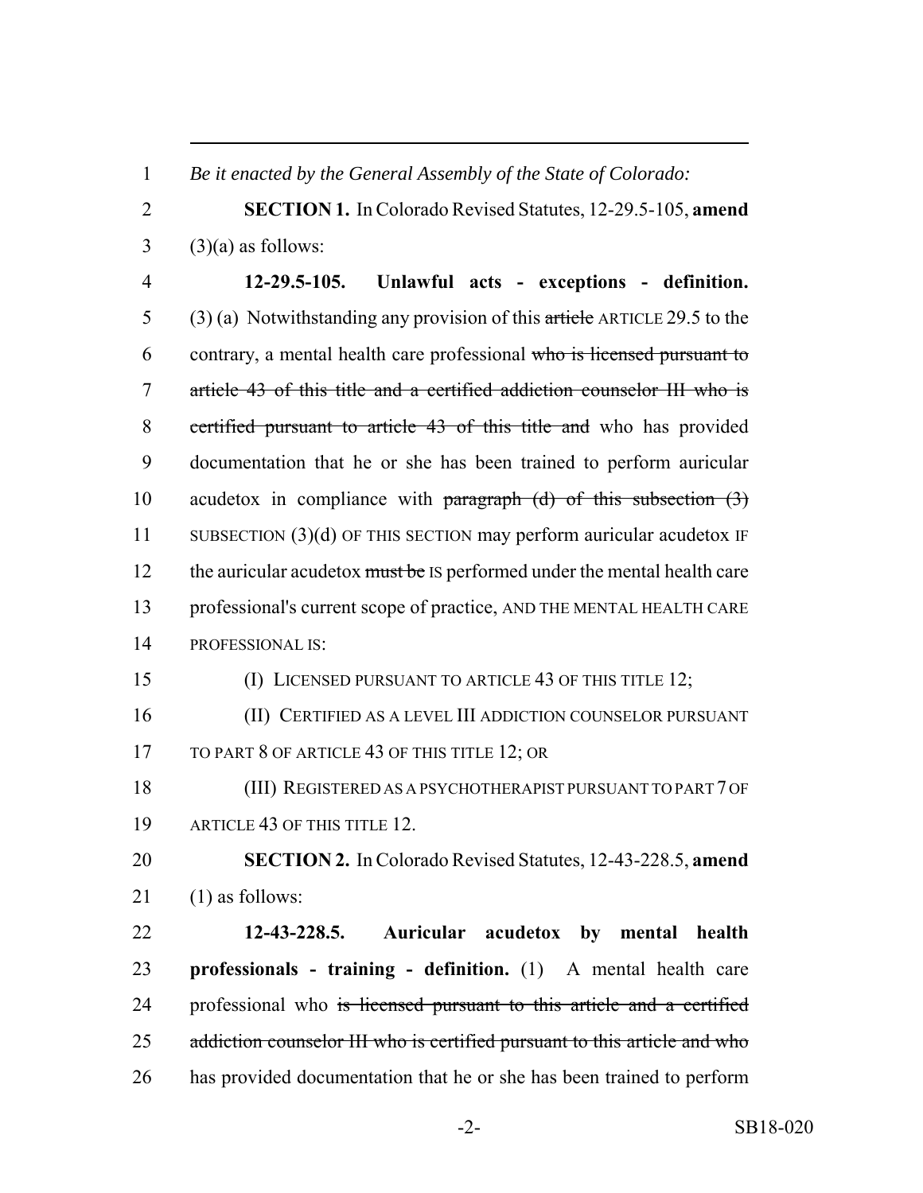*Be it enacted by the General Assembly of the State of Colorado:*

**SECTION 1.** In Colorado Revised Statutes, 12-29.5-105, **amend** (3)(a) as follows:

**12-29.5-105. Unlawful acts - exceptions - definition.** (3) (a) Notwithstanding any provision of this ~~article~~ ARTICLE 29.5 to the contrary, a mental health care professional ~~who is licensed pursuant to article 43 of this title and a certified addiction counselor III who is certified pursuant to article 43 of this title and~~ who has provided documentation that he or she has been trained to perform auricular acudetox in compliance with ~~paragraph (d) of this subsection (3)~~ SUBSECTION (3)(d) OF THIS SECTION may perform auricular acudetox IF the auricular acudetox ~~must be~~ IS performed under the mental health care professional's current scope of practice, AND THE MENTAL HEALTH CARE PROFESSIONAL IS:

(I) LICENSED PURSUANT TO ARTICLE 43 OF THIS TITLE 12;

(II) CERTIFIED AS A LEVEL III ADDICTION COUNSELOR PURSUANT TO PART 8 OF ARTICLE 43 OF THIS TITLE 12; OR

(III) REGISTERED AS A PSYCHOTHERAPIST PURSUANT TO PART 7 OF ARTICLE 43 OF THIS TITLE 12.

**SECTION 2.** In Colorado Revised Statutes, 12-43-228.5, **amend** (1) as follows:

**12-43-228.5. Auricular acudetox by mental health professionals - training - definition.** (1) A mental health care professional who ~~is licensed pursuant to this article and a certified addiction counselor III who is certified pursuant to this article and who~~ has provided documentation that he or she has been trained to perform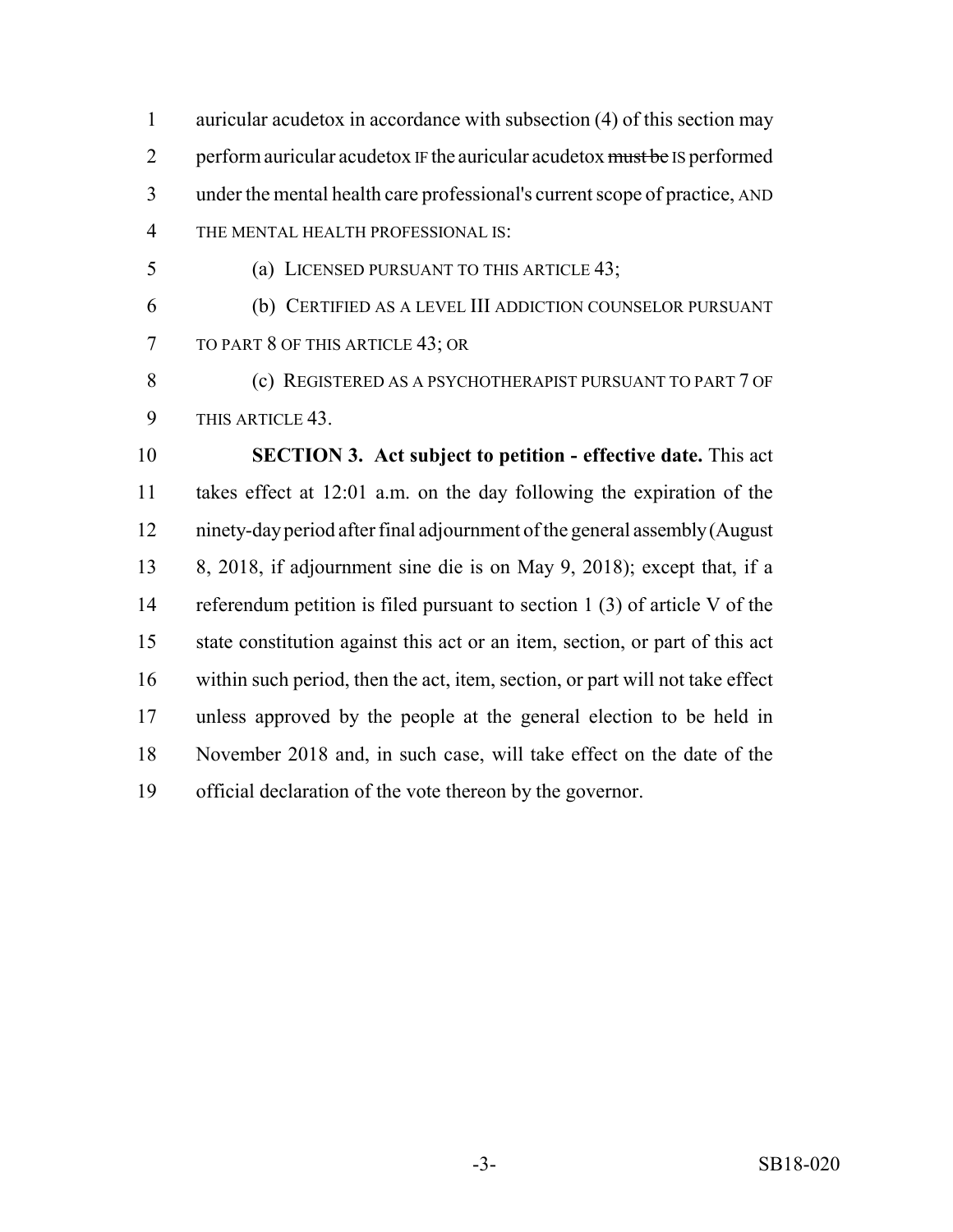auricular acudetox in accordance with subsection (4) of this section may perform auricular acudetox IF the auricular acudetox ~~must be~~ IS performed under the mental health care professional's current scope of practice, AND THE MENTAL HEALTH PROFESSIONAL IS:

(a) LICENSED PURSUANT TO THIS ARTICLE 43;

(b) CERTIFIED AS A LEVEL III ADDICTION COUNSELOR PURSUANT TO PART 8 OF THIS ARTICLE 43; OR

(c) REGISTERED AS A PSYCHOTHERAPIST PURSUANT TO PART 7 OF THIS ARTICLE 43.

**SECTION 3. Act subject to petition - effective date.** This act takes effect at 12:01 a.m. on the day following the expiration of the ninety-day period after final adjournment of the general assembly (August 8, 2018, if adjournment sine die is on May 9, 2018); except that, if a referendum petition is filed pursuant to section 1 (3) of article V of the state constitution against this act or an item, section, or part of this act within such period, then the act, item, section, or part will not take effect unless approved by the people at the general election to be held in November 2018 and, in such case, will take effect on the date of the official declaration of the vote thereon by the governor.